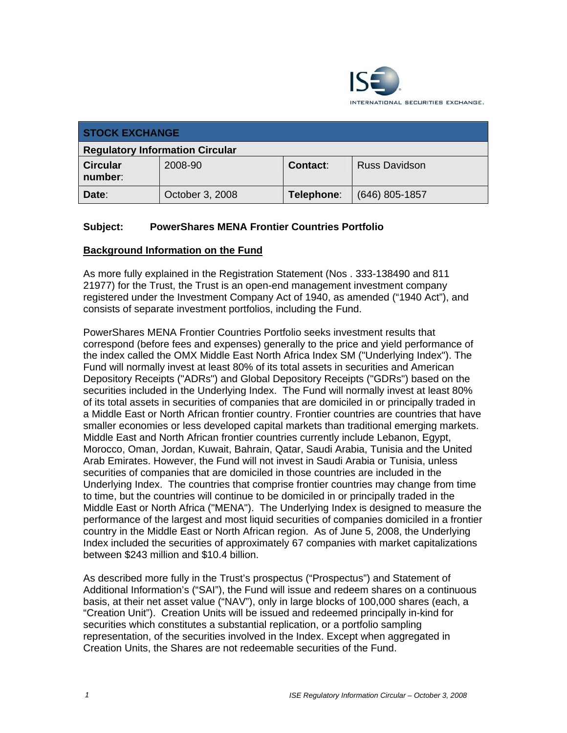INTERNATIONAL SECURITIES EXCHANGE.

| STOCK EXCHANGE | | | |
|---|---|---|---|
| **Regulatory Information Circular** | | | |
| **Circular number:** | 2008-90 | **Contact:** | Russ Davidson |
| **Date:** | October 3, 2008 | **Telephone:** | (646) 805-1857 |

**Subject: PowerShares MENA Frontier Countries Portfolio**

## Background Information on the Fund

As more fully explained in the Registration Statement (Nos . 333-138490 and 811 21977) for the Trust, the Trust is an open-end management investment company registered under the Investment Company Act of 1940, as amended ("1940 Act"), and consists of separate investment portfolios, including the Fund.

PowerShares MENA Frontier Countries Portfolio seeks investment results that correspond (before fees and expenses) generally to the price and yield performance of the index called the OMX Middle East North Africa Index SM ("Underlying Index"). The Fund will normally invest at least 80% of its total assets in securities and American Depository Receipts ("ADRs") and Global Depository Receipts ("GDRs") based on the securities included in the Underlying Index. The Fund will normally invest at least 80% of its total assets in securities of companies that are domiciled in or principally traded in a Middle East or North African frontier country. Frontier countries are countries that have smaller economies or less developed capital markets than traditional emerging markets. Middle East and North African frontier countries currently include Lebanon, Egypt, Morocco, Oman, Jordan, Kuwait, Bahrain, Qatar, Saudi Arabia, Tunisia and the United Arab Emirates. However, the Fund will not invest in Saudi Arabia or Tunisia, unless securities of companies that are domiciled in those countries are included in the Underlying Index. The countries that comprise frontier countries may change from time to time, but the countries will continue to be domiciled in or principally traded in the Middle East or North Africa ("MENA"). The Underlying Index is designed to measure the performance of the largest and most liquid securities of companies domiciled in a frontier country in the Middle East or North African region. As of June 5, 2008, the Underlying Index included the securities of approximately 67 companies with market capitalizations between $243 million and $10.4 billion.

As described more fully in the Trust's prospectus ("Prospectus") and Statement of Additional Information's ("SAI"), the Fund will issue and redeem shares on a continuous basis, at their net asset value ("NAV"), only in large blocks of 100,000 shares (each, a "Creation Unit"). Creation Units will be issued and redeemed principally in-kind for securities which constitutes a substantial replication, or a portfolio sampling representation, of the securities involved in the Index. Except when aggregated in Creation Units, the Shares are not redeemable securities of the Fund.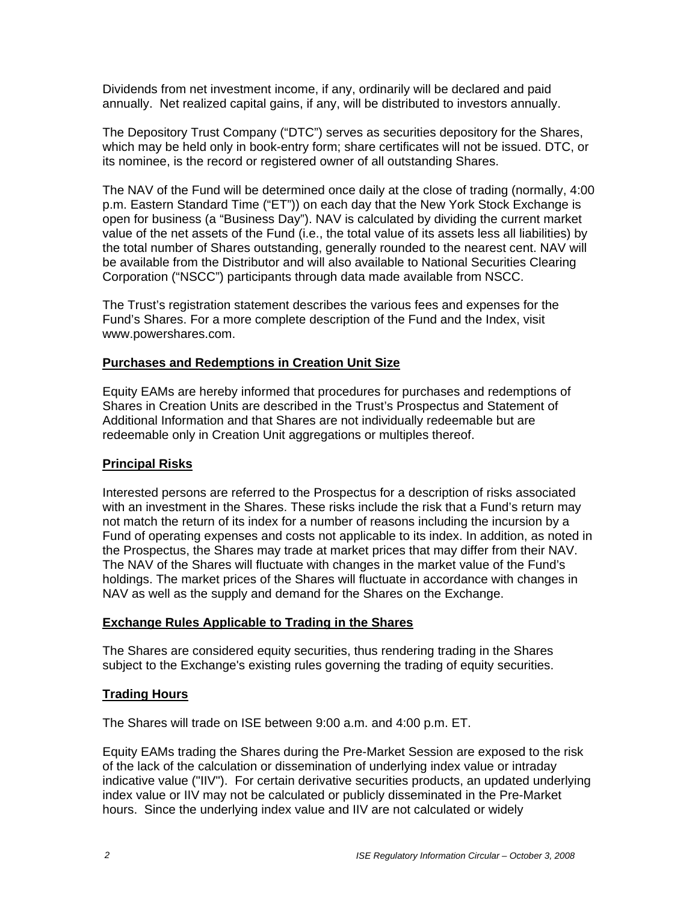Dividends from net investment income, if any, ordinarily will be declared and paid annually. Net realized capital gains, if any, will be distributed to investors annually.

The Depository Trust Company ("DTC") serves as securities depository for the Shares, which may be held only in book-entry form; share certificates will not be issued. DTC, or its nominee, is the record or registered owner of all outstanding Shares.

The NAV of the Fund will be determined once daily at the close of trading (normally, 4:00 p.m. Eastern Standard Time ("ET")) on each day that the New York Stock Exchange is open for business (a "Business Day"). NAV is calculated by dividing the current market value of the net assets of the Fund (i.e., the total value of its assets less all liabilities) by the total number of Shares outstanding, generally rounded to the nearest cent. NAV will be available from the Distributor and will also available to National Securities Clearing Corporation ("NSCC") participants through data made available from NSCC.

The Trust's registration statement describes the various fees and expenses for the Fund's Shares. For a more complete description of the Fund and the Index, visit www.powershares.com.

## Purchases and Redemptions in Creation Unit Size

Equity EAMs are hereby informed that procedures for purchases and redemptions of Shares in Creation Units are described in the Trust's Prospectus and Statement of Additional Information and that Shares are not individually redeemable but are redeemable only in Creation Unit aggregations or multiples thereof.

## Principal Risks

Interested persons are referred to the Prospectus for a description of risks associated with an investment in the Shares. These risks include the risk that a Fund's return may not match the return of its index for a number of reasons including the incursion by a Fund of operating expenses and costs not applicable to its index. In addition, as noted in the Prospectus, the Shares may trade at market prices that may differ from their NAV. The NAV of the Shares will fluctuate with changes in the market value of the Fund's holdings. The market prices of the Shares will fluctuate in accordance with changes in NAV as well as the supply and demand for the Shares on the Exchange.

## Exchange Rules Applicable to Trading in the Shares

The Shares are considered equity securities, thus rendering trading in the Shares subject to the Exchange's existing rules governing the trading of equity securities.

## Trading Hours

The Shares will trade on ISE between 9:00 a.m. and 4:00 p.m. ET.

Equity EAMs trading the Shares during the Pre-Market Session are exposed to the risk of the lack of the calculation or dissemination of underlying index value or intraday indicative value ("IIV"). For certain derivative securities products, an updated underlying index value or IIV may not be calculated or publicly disseminated in the Pre-Market hours. Since the underlying index value and IIV are not calculated or widely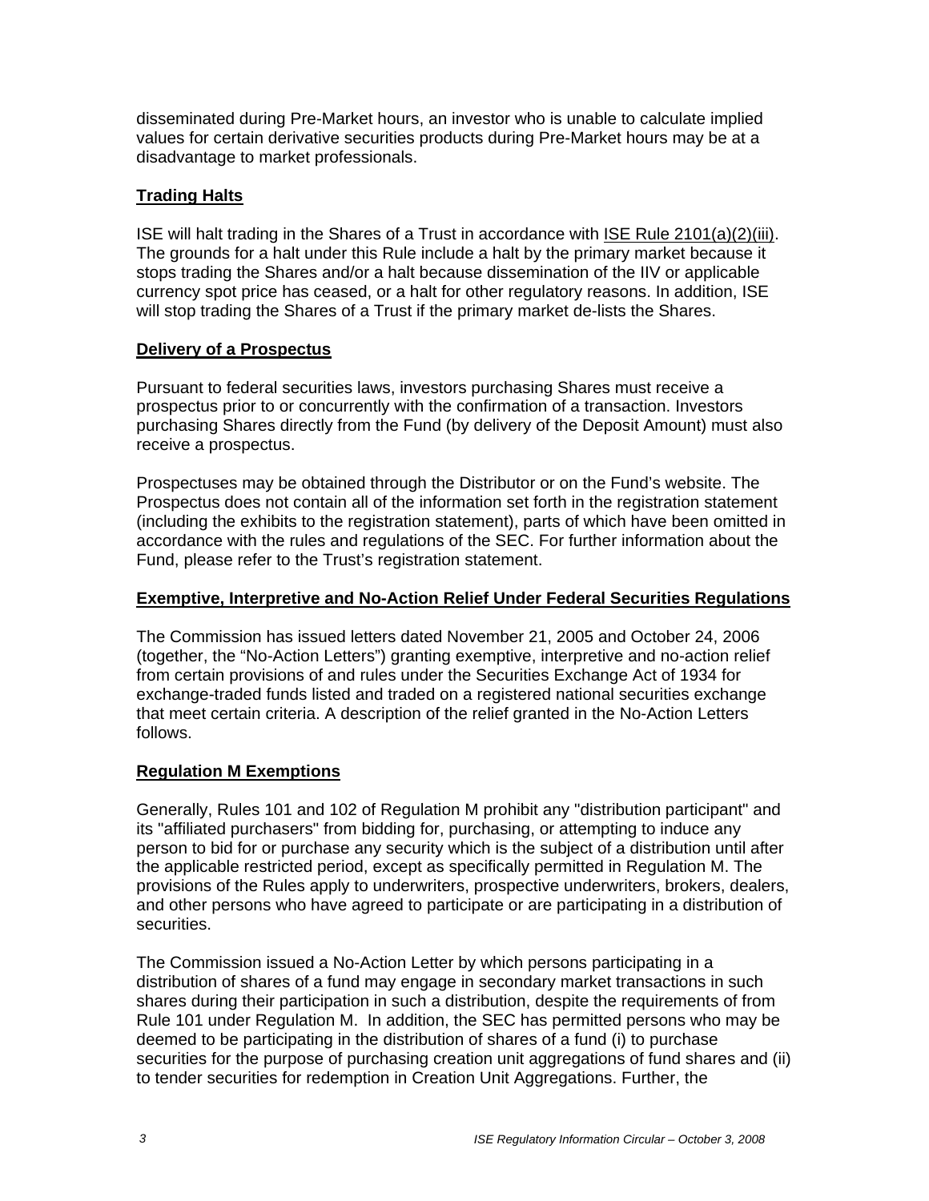disseminated during Pre-Market hours, an investor who is unable to calculate implied values for certain derivative securities products during Pre-Market hours may be at a disadvantage to market professionals.

## Trading Halts

ISE will halt trading in the Shares of a Trust in accordance with ISE Rule 2101(a)(2)(iii). The grounds for a halt under this Rule include a halt by the primary market because it stops trading the Shares and/or a halt because dissemination of the IIV or applicable currency spot price has ceased, or a halt for other regulatory reasons. In addition, ISE will stop trading the Shares of a Trust if the primary market de-lists the Shares.

## Delivery of a Prospectus

Pursuant to federal securities laws, investors purchasing Shares must receive a prospectus prior to or concurrently with the confirmation of a transaction. Investors purchasing Shares directly from the Fund (by delivery of the Deposit Amount) must also receive a prospectus.

Prospectuses may be obtained through the Distributor or on the Fund's website. The Prospectus does not contain all of the information set forth in the registration statement (including the exhibits to the registration statement), parts of which have been omitted in accordance with the rules and regulations of the SEC. For further information about the Fund, please refer to the Trust's registration statement.

## Exemptive, Interpretive and No-Action Relief Under Federal Securities Regulations

The Commission has issued letters dated November 21, 2005 and October 24, 2006 (together, the "No-Action Letters") granting exemptive, interpretive and no-action relief from certain provisions of and rules under the Securities Exchange Act of 1934 for exchange-traded funds listed and traded on a registered national securities exchange that meet certain criteria. A description of the relief granted in the No-Action Letters follows.

## Regulation M Exemptions

Generally, Rules 101 and 102 of Regulation M prohibit any "distribution participant" and its "affiliated purchasers" from bidding for, purchasing, or attempting to induce any person to bid for or purchase any security which is the subject of a distribution until after the applicable restricted period, except as specifically permitted in Regulation M. The provisions of the Rules apply to underwriters, prospective underwriters, brokers, dealers, and other persons who have agreed to participate or are participating in a distribution of securities.

The Commission issued a No-Action Letter by which persons participating in a distribution of shares of a fund may engage in secondary market transactions in such shares during their participation in such a distribution, despite the requirements of from Rule 101 under Regulation M. In addition, the SEC has permitted persons who may be deemed to be participating in the distribution of shares of a fund (i) to purchase securities for the purpose of purchasing creation unit aggregations of fund shares and (ii) to tender securities for redemption in Creation Unit Aggregations. Further, the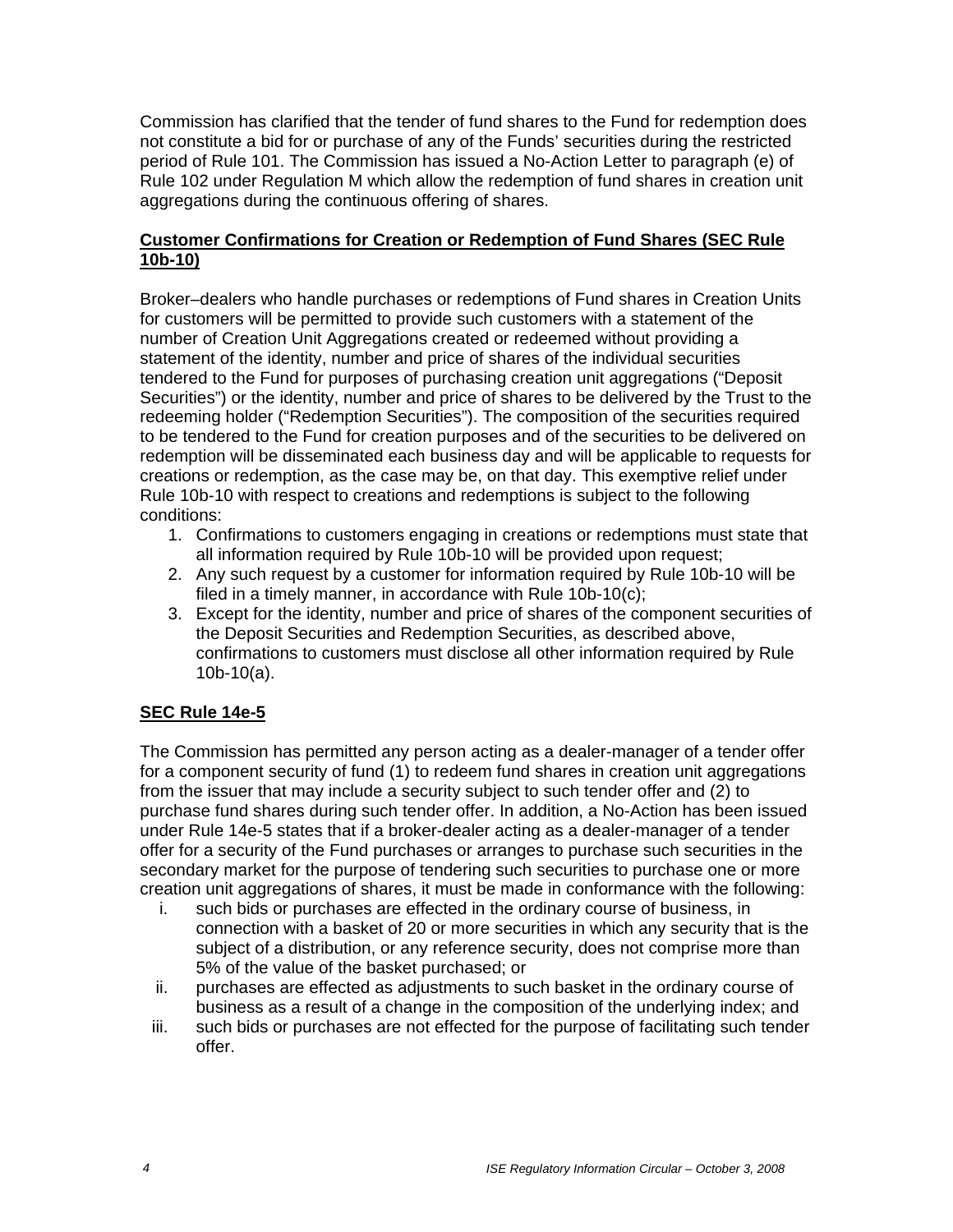Commission has clarified that the tender of fund shares to the Fund for redemption does not constitute a bid for or purchase of any of the Funds' securities during the restricted period of Rule 101. The Commission has issued a No-Action Letter to paragraph (e) of Rule 102 under Regulation M which allow the redemption of fund shares in creation unit aggregations during the continuous offering of shares.

**Customer Confirmations for Creation or Redemption of Fund Shares (SEC Rule 10b-10)**

Broker–dealers who handle purchases or redemptions of Fund shares in Creation Units for customers will be permitted to provide such customers with a statement of the number of Creation Unit Aggregations created or redeemed without providing a statement of the identity, number and price of shares of the individual securities tendered to the Fund for purposes of purchasing creation unit aggregations ("Deposit Securities") or the identity, number and price of shares to be delivered by the Trust to the redeeming holder ("Redemption Securities"). The composition of the securities required to be tendered to the Fund for creation purposes and of the securities to be delivered on redemption will be disseminated each business day and will be applicable to requests for creations or redemption, as the case may be, on that day. This exemptive relief under Rule 10b-10 with respect to creations and redemptions is subject to the following conditions:

1. Confirmations to customers engaging in creations or redemptions must state that all information required by Rule 10b-10 will be provided upon request;
2. Any such request by a customer for information required by Rule 10b-10 will be filed in a timely manner, in accordance with Rule 10b-10(c);
3. Except for the identity, number and price of shares of the component securities of the Deposit Securities and Redemption Securities, as described above, confirmations to customers must disclose all other information required by Rule 10b-10(a).

**SEC Rule 14e-5**

The Commission has permitted any person acting as a dealer-manager of a tender offer for a component security of fund (1) to redeem fund shares in creation unit aggregations from the issuer that may include a security subject to such tender offer and (2) to purchase fund shares during such tender offer. In addition, a No-Action has been issued under Rule 14e-5 states that if a broker-dealer acting as a dealer-manager of a tender offer for a security of the Fund purchases or arranges to purchase such securities in the secondary market for the purpose of tendering such securities to purchase one or more creation unit aggregations of shares, it must be made in conformance with the following:

i. such bids or purchases are effected in the ordinary course of business, in connection with a basket of 20 or more securities in which any security that is the subject of a distribution, or any reference security, does not comprise more than 5% of the value of the basket purchased; or
ii. purchases are effected as adjustments to such basket in the ordinary course of business as a result of a change in the composition of the underlying index; and
iii. such bids or purchases are not effected for the purpose of facilitating such tender offer.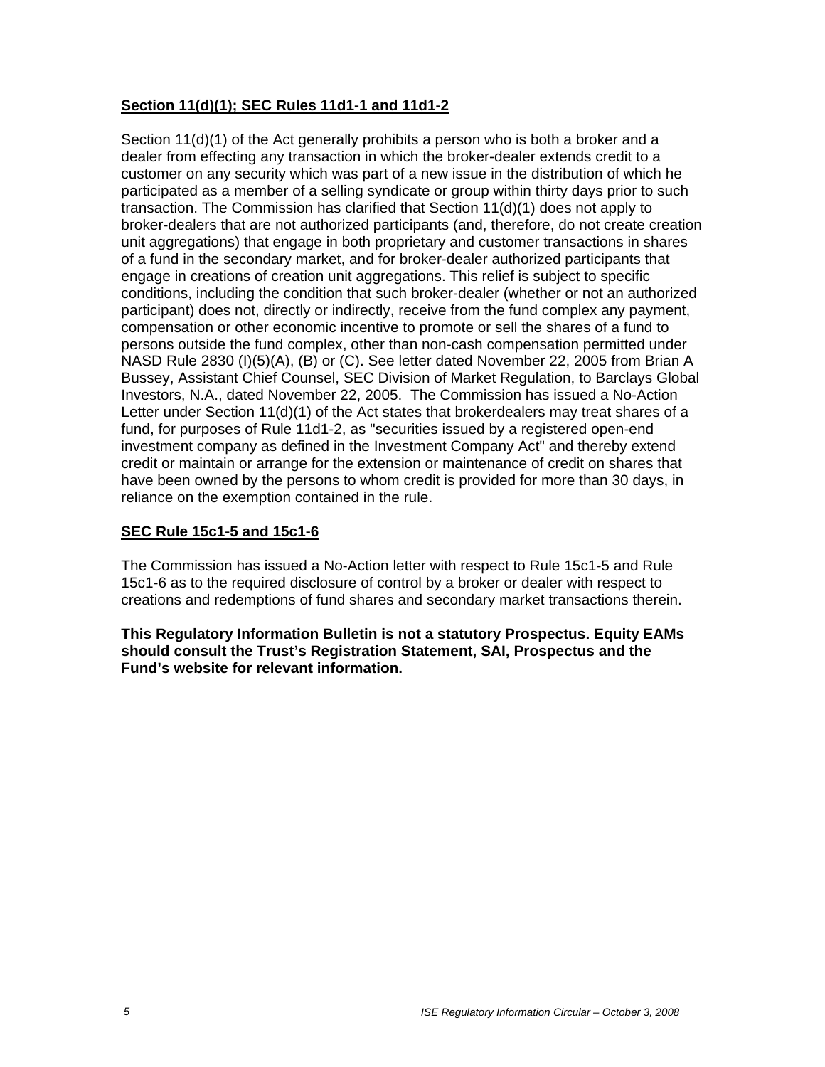**Section 11(d)(1); SEC Rules 11d1-1 and 11d1-2**

Section 11(d)(1) of the Act generally prohibits a person who is both a broker and a dealer from effecting any transaction in which the broker-dealer extends credit to a customer on any security which was part of a new issue in the distribution of which he participated as a member of a selling syndicate or group within thirty days prior to such transaction. The Commission has clarified that Section 11(d)(1) does not apply to broker-dealers that are not authorized participants (and, therefore, do not create creation unit aggregations) that engage in both proprietary and customer transactions in shares of a fund in the secondary market, and for broker-dealer authorized participants that engage in creations of creation unit aggregations. This relief is subject to specific conditions, including the condition that such broker-dealer (whether or not an authorized participant) does not, directly or indirectly, receive from the fund complex any payment, compensation or other economic incentive to promote or sell the shares of a fund to persons outside the fund complex, other than non-cash compensation permitted under NASD Rule 2830 (I)(5)(A), (B) or (C). See letter dated November 22, 2005 from Brian A Bussey, Assistant Chief Counsel, SEC Division of Market Regulation, to Barclays Global Investors, N.A., dated November 22, 2005. The Commission has issued a No-Action Letter under Section 11(d)(1) of the Act states that brokerdealers may treat shares of a fund, for purposes of Rule 11d1-2, as "securities issued by a registered open-end investment company as defined in the Investment Company Act" and thereby extend credit or maintain or arrange for the extension or maintenance of credit on shares that have been owned by the persons to whom credit is provided for more than 30 days, in reliance on the exemption contained in the rule.

**SEC Rule 15c1-5 and 15c1-6**

The Commission has issued a No-Action letter with respect to Rule 15c1-5 and Rule 15c1-6 as to the required disclosure of control by a broker or dealer with respect to creations and redemptions of fund shares and secondary market transactions therein.

**This Regulatory Information Bulletin is not a statutory Prospectus. Equity EAMs should consult the Trust's Registration Statement, SAI, Prospectus and the Fund's website for relevant information.**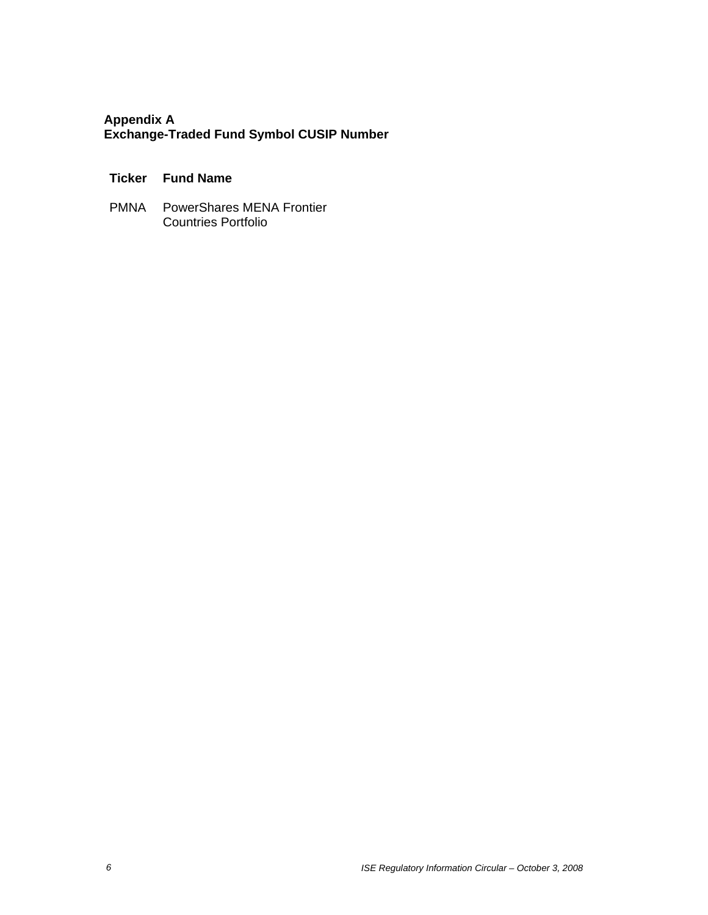**Appendix A**
**Exchange-Traded Fund Symbol CUSIP Number**

| Ticker | Fund Name |
|---|---|
| PMNA | PowerShares MENA Frontier Countries Portfolio |